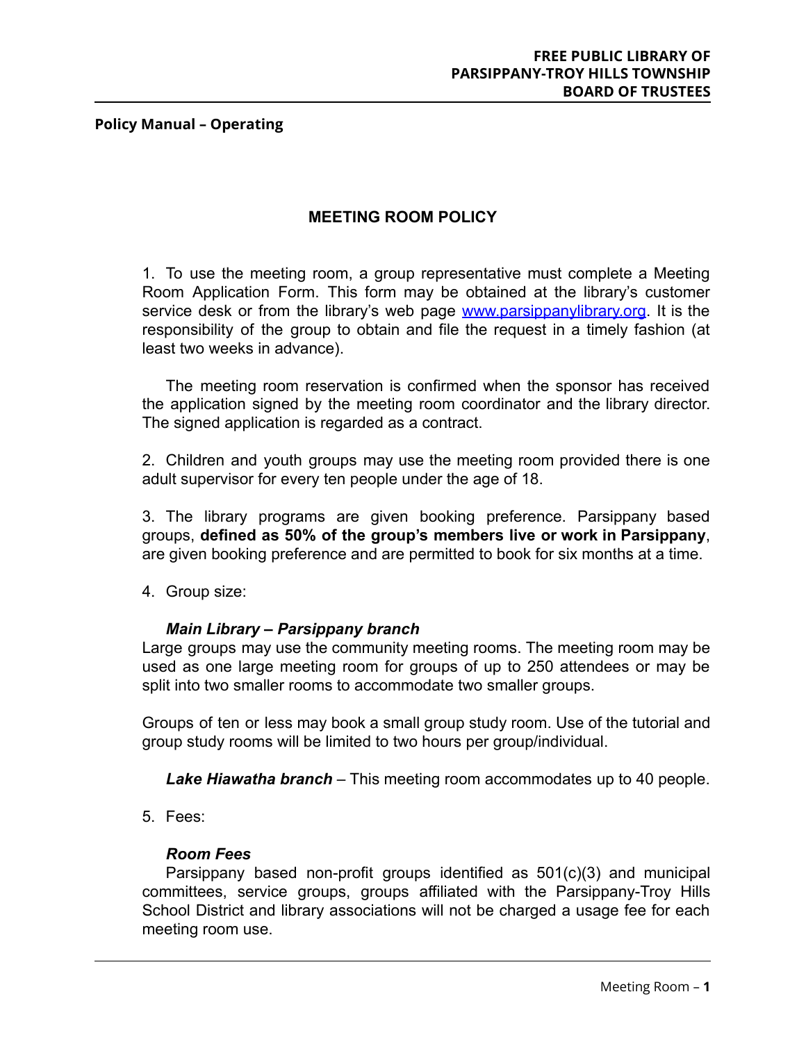**FREE PUBLIC LIBRARY OF PARSIPPANY-TROY HILLS TOWNSHIP BOARD OF TRUSTEES**

**Policy Manual – Operating**

# MEETING ROOM POLICY

1. To use the meeting room, a group representative must complete a Meeting Room Application Form. This form may be obtained at the library's customer service desk or from the library's web page [www.parsippanylibrary.org](http://www.parsippanylibrary.org). It is the responsibility of the group to obtain and file the request in a timely fashion (at least two weeks in advance).

   The meeting room reservation is confirmed when the sponsor has received the application signed by the meeting room coordinator and the library director. The signed application is regarded as a contract.

2. Children and youth groups may use the meeting room provided there is one adult supervisor for every ten people under the age of 18.

3. The library programs are given booking preference. Parsippany based groups, **defined as 50% of the group's members live or work in Parsippany**, are given booking preference and are permitted to book for six months at a time.

4. Group size:

   ***Main Library – Parsippany branch***

   Large groups may use the community meeting rooms. The meeting room may be used as one large meeting room for groups of up to 250 attendees or may be split into two smaller rooms to accommodate two smaller groups.

   Groups of ten or less may book a small group study room. Use of the tutorial and group study rooms will be limited to two hours per group/individual.

   ***Lake Hiawatha branch*** – This meeting room accommodates up to 40 people.

5. Fees:

   ***Room Fees***

   Parsippany based non-profit groups identified as 501(c)(3) and municipal committees, service groups, groups affiliated with the Parsippany-Troy Hills School District and library associations will not be charged a usage fee for each meeting room use.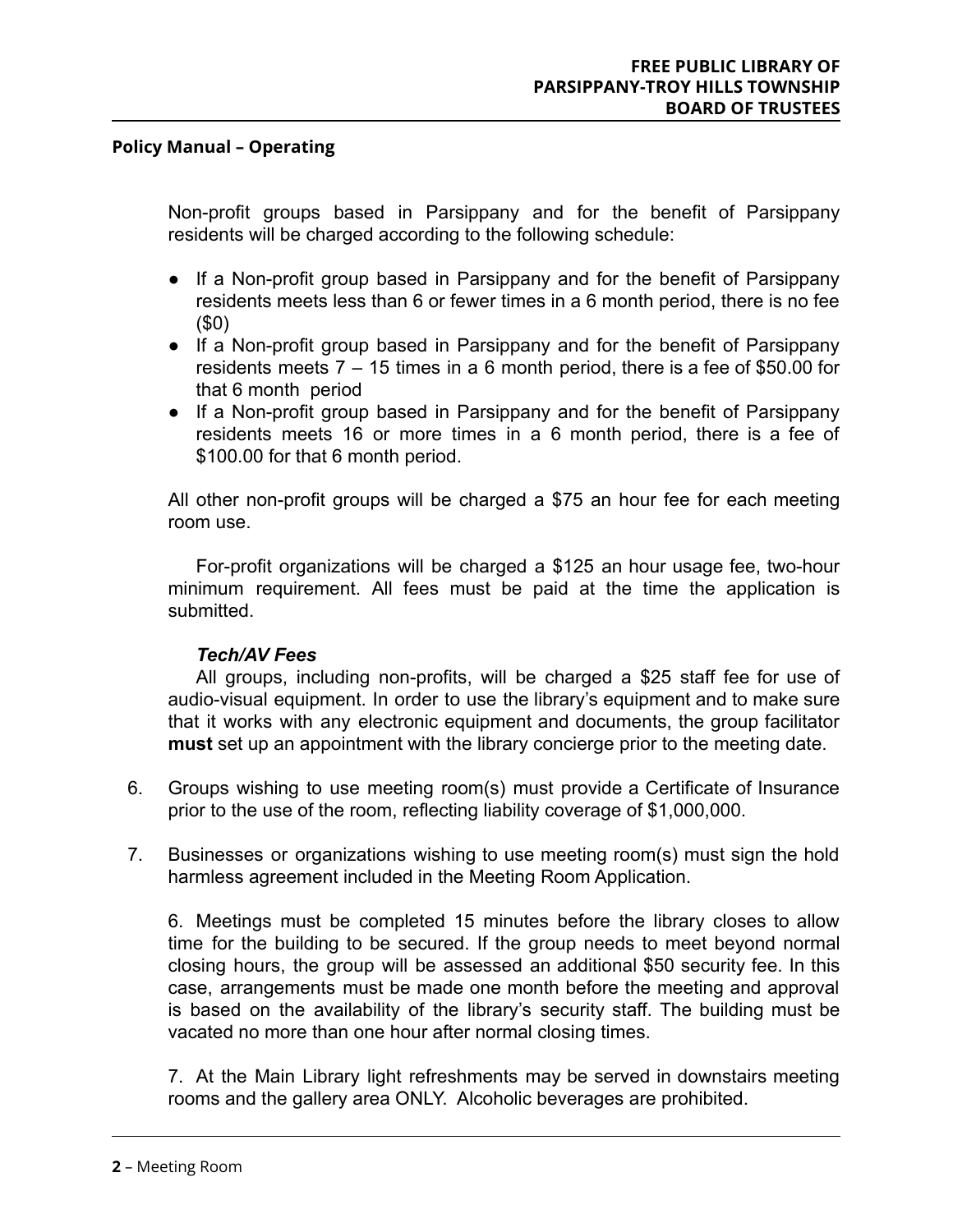Non-profit groups based in Parsippany and for the benefit of Parsippany residents will be charged according to the following schedule:

- If a Non-profit group based in Parsippany and for the benefit of Parsippany residents meets less than 6 or fewer times in a 6 month period, there is no fee ($0)
- If a Non-profit group based in Parsippany and for the benefit of Parsippany residents meets 7 – 15 times in a 6 month period, there is a fee of $50.00 for that 6 month period
- If a Non-profit group based in Parsippany and for the benefit of Parsippany residents meets 16 or more times in a 6 month period, there is a fee of $100.00 for that 6 month period.

All other non-profit groups will be charged a $75 an hour fee for each meeting room use.

For-profit organizations will be charged a $125 an hour usage fee, two-hour minimum requirement. All fees must be paid at the time the application is submitted.

***Tech/AV Fees***

All groups, including non-profits, will be charged a $25 staff fee for use of audio-visual equipment. In order to use the library's equipment and to make sure that it works with any electronic equipment and documents, the group facilitator **must** set up an appointment with the library concierge prior to the meeting date.

6. Groups wishing to use meeting room(s) must provide a Certificate of Insurance prior to the use of the room, reflecting liability coverage of $1,000,000.

7. Businesses or organizations wishing to use meeting room(s) must sign the hold harmless agreement included in the Meeting Room Application.

6. Meetings must be completed 15 minutes before the library closes to allow time for the building to be secured. If the group needs to meet beyond normal closing hours, the group will be assessed an additional $50 security fee. In this case, arrangements must be made one month before the meeting and approval is based on the availability of the library's security staff. The building must be vacated no more than one hour after normal closing times.

7. At the Main Library light refreshments may be served in downstairs meeting rooms and the gallery area ONLY. Alcoholic beverages are prohibited.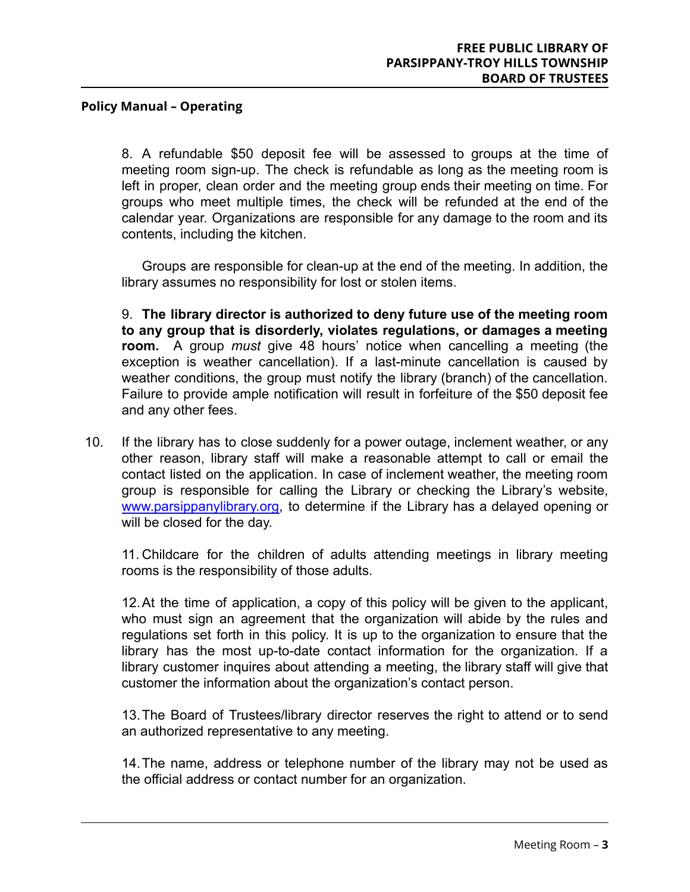8. A refundable $50 deposit fee will be assessed to groups at the time of meeting room sign-up. The check is refundable as long as the meeting room is left in proper, clean order and the meeting group ends their meeting on time. For groups who meet multiple times, the check will be refunded at the end of the calendar year. Organizations are responsible for any damage to the room and its contents, including the kitchen.

Groups are responsible for clean-up at the end of the meeting. In addition, the library assumes no responsibility for lost or stolen items.

9. **The library director is authorized to deny future use of the meeting room to any group that is disorderly, violates regulations, or damages a meeting room.** A group *must* give 48 hours' notice when cancelling a meeting (the exception is weather cancellation). If a last-minute cancellation is caused by weather conditions, the group must notify the library (branch) of the cancellation. Failure to provide ample notification will result in forfeiture of the $50 deposit fee and any other fees.

10. If the library has to close suddenly for a power outage, inclement weather, or any other reason, library staff will make a reasonable attempt to call or email the contact listed on the application. In case of inclement weather, the meeting room group is responsible for calling the Library or checking the Library's website, [www.parsippanylibrary.org](http://www.parsippanylibrary.org), to determine if the Library has a delayed opening or will be closed for the day.

11. Childcare for the children of adults attending meetings in library meeting rooms is the responsibility of those adults.

12. At the time of application, a copy of this policy will be given to the applicant, who must sign an agreement that the organization will abide by the rules and regulations set forth in this policy. It is up to the organization to ensure that the library has the most up-to-date contact information for the organization. If a library customer inquires about attending a meeting, the library staff will give that customer the information about the organization's contact person.

13. The Board of Trustees/library director reserves the right to attend or to send an authorized representative to any meeting.

14. The name, address or telephone number of the library may not be used as the official address or contact number for an organization.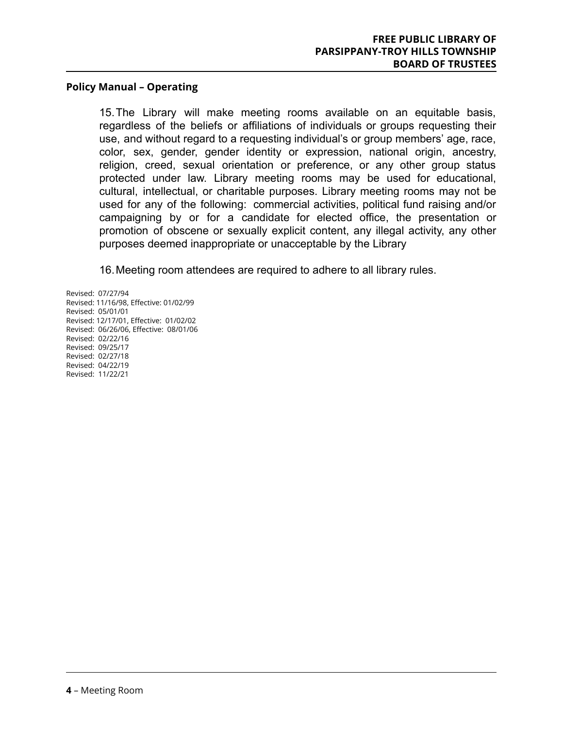**Policy Manual – Operating**

15. The Library will make meeting rooms available on an equitable basis, regardless of the beliefs or affiliations of individuals or groups requesting their use, and without regard to a requesting individual's or group members' age, race, color, sex, gender, gender identity or expression, national origin, ancestry, religion, creed, sexual orientation or preference, or any other group status protected under law. Library meeting rooms may be used for educational, cultural, intellectual, or charitable purposes. Library meeting rooms may not be used for any of the following: commercial activities, political fund raising and/or campaigning by or for a candidate for elected office, the presentation or promotion of obscene or sexually explicit content, any illegal activity, any other purposes deemed inappropriate or unacceptable by the Library

16. Meeting room attendees are required to adhere to all library rules.

Revised: 07/27/94
Revised: 11/16/98, Effective: 01/02/99
Revised: 05/01/01
Revised: 12/17/01, Effective: 01/02/02
Revised: 06/26/06, Effective: 08/01/06
Revised: 02/22/16
Revised: 09/25/17
Revised: 02/27/18
Revised: 04/22/19
Revised: 11/22/21